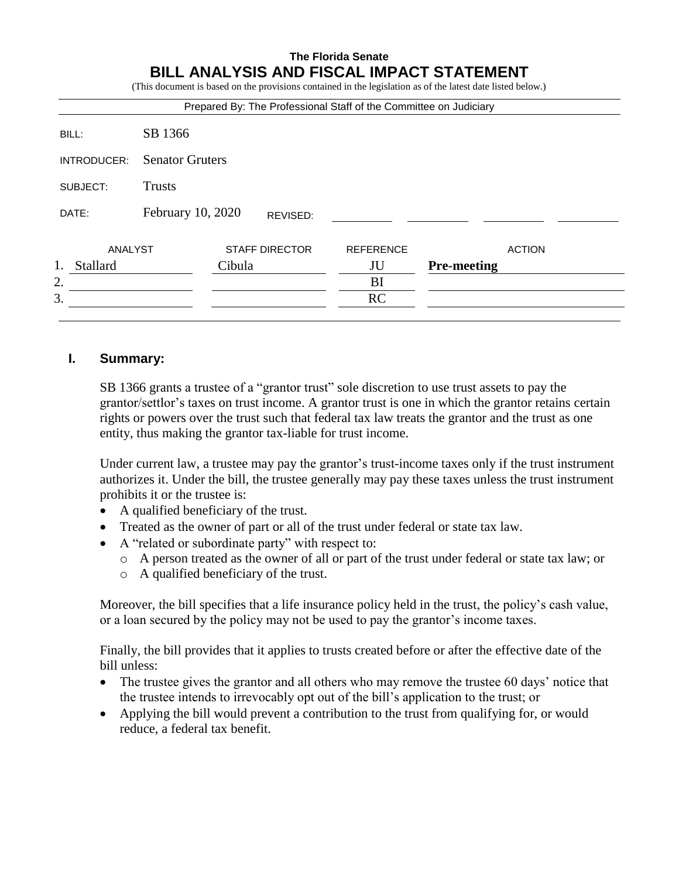**The Florida Senate**

# BILL ANALYSIS AND FISCAL IMPACT STATEMENT

(This document is based on the provisions contained in the legislation as of the latest date listed below.)

Prepared By: The Professional Staff of the Committee on Judiciary

| | |
|---|---|
| BILL: | SB 1366 |
| INTRODUCER: | Senator Gruters |
| SUBJECT: | Trusts |
| DATE: | February 10, 2020 REVISED: |

| | ANALYST | STAFF DIRECTOR | REFERENCE | ACTION |
|---|---|---|---|---|
| 1. | Stallard | Cibula | JU | **Pre-meeting** |
| 2. | | | BI | |
| 3. | | | RC | |

## I. Summary:

SB 1366 grants a trustee of a "grantor trust" sole discretion to use trust assets to pay the grantor/settlor's taxes on trust income. A grantor trust is one in which the grantor retains certain rights or powers over the trust such that federal tax law treats the grantor and the trust as one entity, thus making the grantor tax-liable for trust income.

Under current law, a trustee may pay the grantor's trust-income taxes only if the trust instrument authorizes it. Under the bill, the trustee generally may pay these taxes unless the trust instrument prohibits it or the trustee is:

- A qualified beneficiary of the trust.
- Treated as the owner of part or all of the trust under federal or state tax law.
- A "related or subordinate party" with respect to:
  - A person treated as the owner of all or part of the trust under federal or state tax law; or
  - A qualified beneficiary of the trust.

Moreover, the bill specifies that a life insurance policy held in the trust, the policy's cash value, or a loan secured by the policy may not be used to pay the grantor's income taxes.

Finally, the bill provides that it applies to trusts created before or after the effective date of the bill unless:

- The trustee gives the grantor and all others who may remove the trustee 60 days' notice that the trustee intends to irrevocably opt out of the bill's application to the trust; or
- Applying the bill would prevent a contribution to the trust from qualifying for, or would reduce, a federal tax benefit.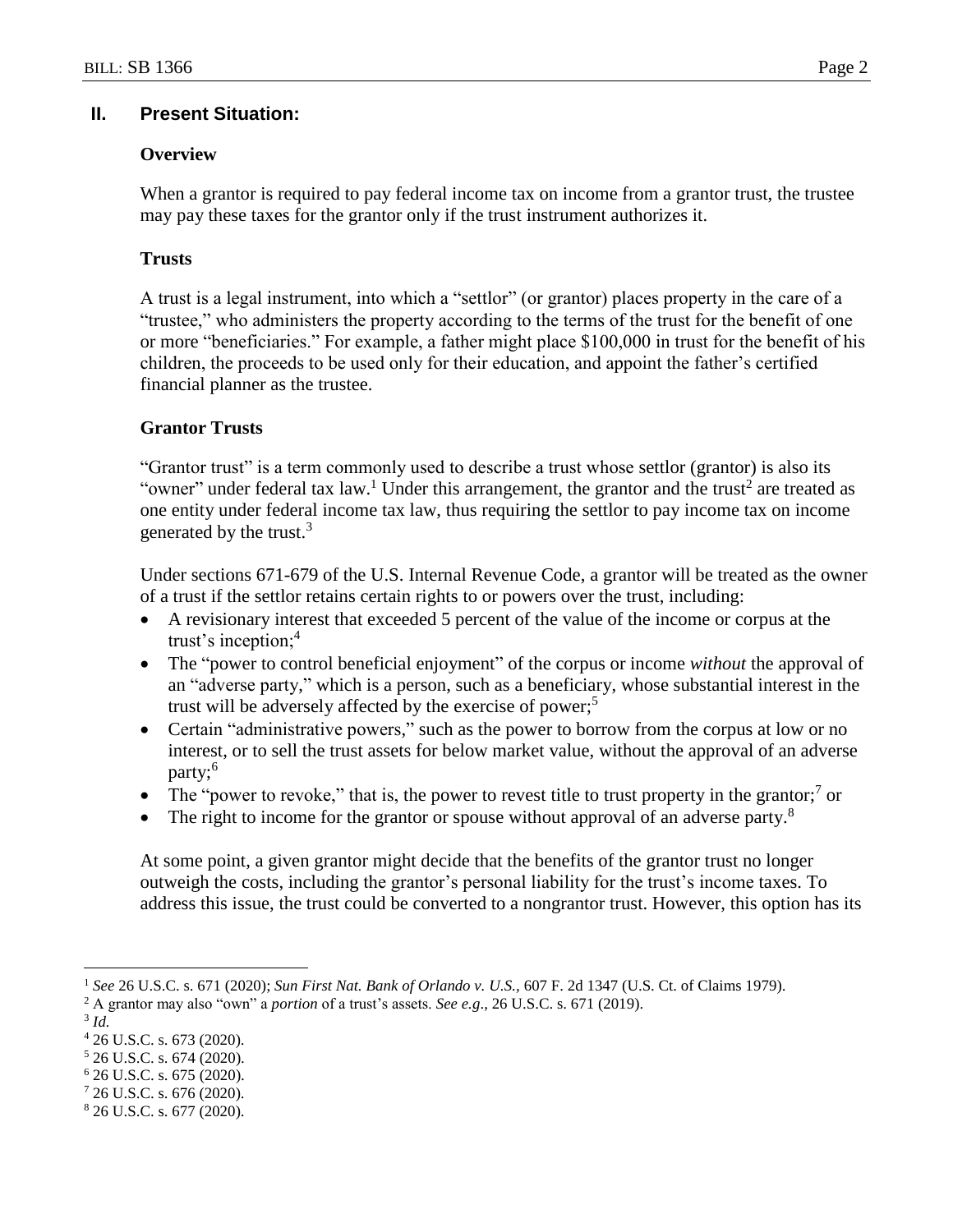## II. Present Situation:

### Overview

When a grantor is required to pay federal income tax on income from a grantor trust, the trustee may pay these taxes for the grantor only if the trust instrument authorizes it.

### Trusts

A trust is a legal instrument, into which a "settlor" (or grantor) places property in the care of a "trustee," who administers the property according to the terms of the trust for the benefit of one or more "beneficiaries." For example, a father might place $100,000 in trust for the benefit of his children, the proceeds to be used only for their education, and appoint the father's certified financial planner as the trustee.

### Grantor Trusts

"Grantor trust" is a term commonly used to describe a trust whose settlor (grantor) is also its "owner" under federal tax law.[1] Under this arrangement, the grantor and the trust[2] are treated as one entity under federal income tax law, thus requiring the settlor to pay income tax on income generated by the trust.[3]

Under sections 671-679 of the U.S. Internal Revenue Code, a grantor will be treated as the owner of a trust if the settlor retains certain rights to or powers over the trust, including:

- A revisionary interest that exceeded 5 percent of the value of the income or corpus at the trust's inception;[4]
- The "power to control beneficial enjoyment" of the corpus or income *without* the approval of an "adverse party," which is a person, such as a beneficiary, whose substantial interest in the trust will be adversely affected by the exercise of power;[5]
- Certain "administrative powers," such as the power to borrow from the corpus at low or no interest, or to sell the trust assets for below market value, without the approval of an adverse party;[6]
- The "power to revoke," that is, the power to revest title to trust property in the grantor;[7] or
- The right to income for the grantor or spouse without approval of an adverse party.[8]

At some point, a given grantor might decide that the benefits of the grantor trust no longer outweigh the costs, including the grantor's personal liability for the trust's income taxes. To address this issue, the trust could be converted to a nongrantor trust. However, this option has its

---

[1] *See* 26 U.S.C. s. 671 (2020); *Sun First Nat. Bank of Orlando v. U.S.*, 607 F. 2d 1347 (U.S. Ct. of Claims 1979).

[2] A grantor may also "own" a *portion* of a trust's assets. *See e.g*., 26 U.S.C. s. 671 (2019).

[3] *Id.*

[4] 26 U.S.C. s. 673 (2020).

[5] 26 U.S.C. s. 674 (2020).

[6] 26 U.S.C. s. 675 (2020).

[7] 26 U.S.C. s. 676 (2020).

[8] 26 U.S.C. s. 677 (2020).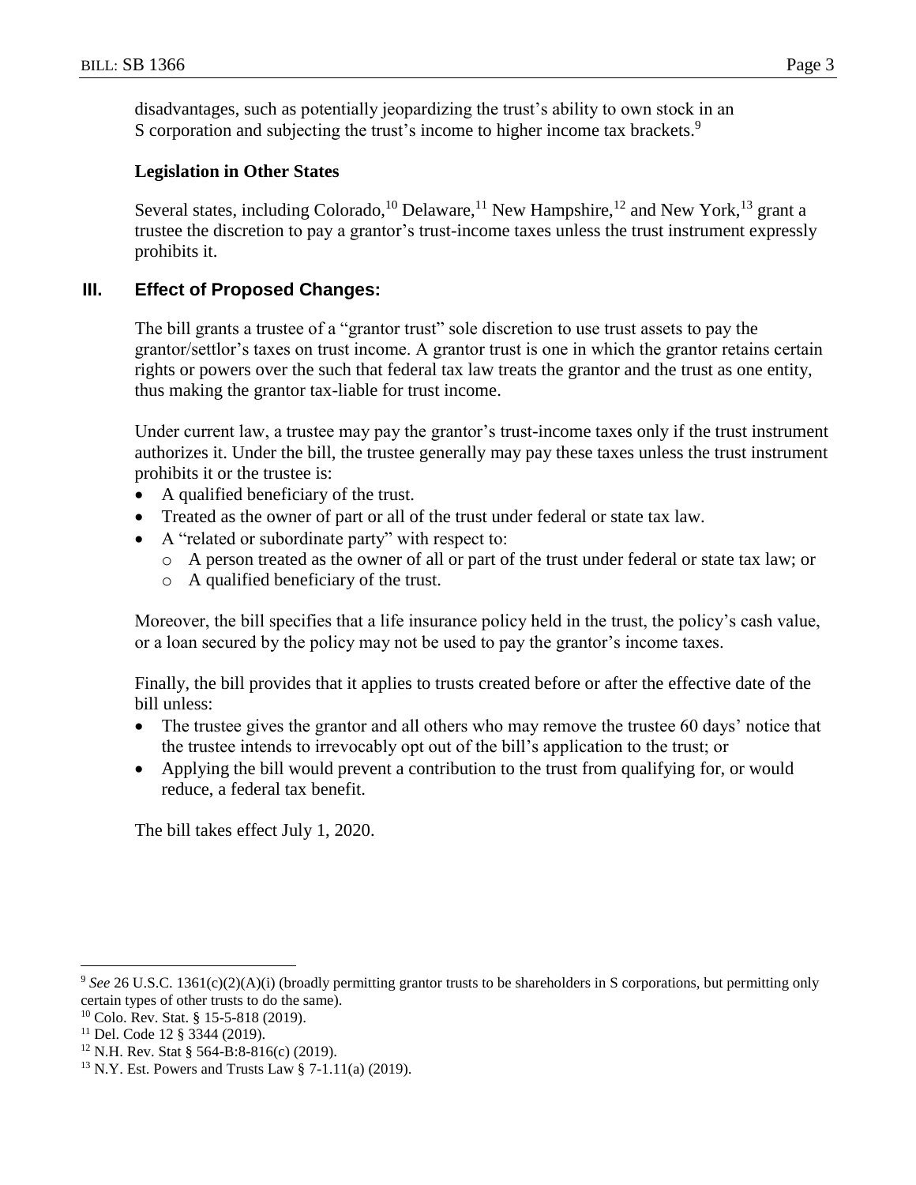disadvantages, such as potentially jeopardizing the trust's ability to own stock in an S corporation and subjecting the trust's income to higher income tax brackets.[9]

**Legislation in Other States**

Several states, including Colorado,[10] Delaware,[11] New Hampshire,[12] and New York,[13] grant a trustee the discretion to pay a grantor's trust-income taxes unless the trust instrument expressly prohibits it.

## III. Effect of Proposed Changes:

The bill grants a trustee of a "grantor trust" sole discretion to use trust assets to pay the grantor/settlor's taxes on trust income. A grantor trust is one in which the grantor retains certain rights or powers over the such that federal tax law treats the grantor and the trust as one entity, thus making the grantor tax-liable for trust income.

Under current law, a trustee may pay the grantor's trust-income taxes only if the trust instrument authorizes it. Under the bill, the trustee generally may pay these taxes unless the trust instrument prohibits it or the trustee is:

- A qualified beneficiary of the trust.
- Treated as the owner of part or all of the trust under federal or state tax law.
- A "related or subordinate party" with respect to:
    - A person treated as the owner of all or part of the trust under federal or state tax law; or
    - A qualified beneficiary of the trust.

Moreover, the bill specifies that a life insurance policy held in the trust, the policy's cash value, or a loan secured by the policy may not be used to pay the grantor's income taxes.

Finally, the bill provides that it applies to trusts created before or after the effective date of the bill unless:

- The trustee gives the grantor and all others who may remove the trustee 60 days' notice that the trustee intends to irrevocably opt out of the bill's application to the trust; or
- Applying the bill would prevent a contribution to the trust from qualifying for, or would reduce, a federal tax benefit.

The bill takes effect July 1, 2020.

---

[9] *See* 26 U.S.C. 1361(c)(2)(A)(i) (broadly permitting grantor trusts to be shareholders in S corporations, but permitting only certain types of other trusts to do the same).

[10] Colo. Rev. Stat. § 15-5-818 (2019).

[11] Del. Code 12 § 3344 (2019).

[12] N.H. Rev. Stat § 564-B:8-816(c) (2019).

[13] N.Y. Est. Powers and Trusts Law § 7-1.11(a) (2019).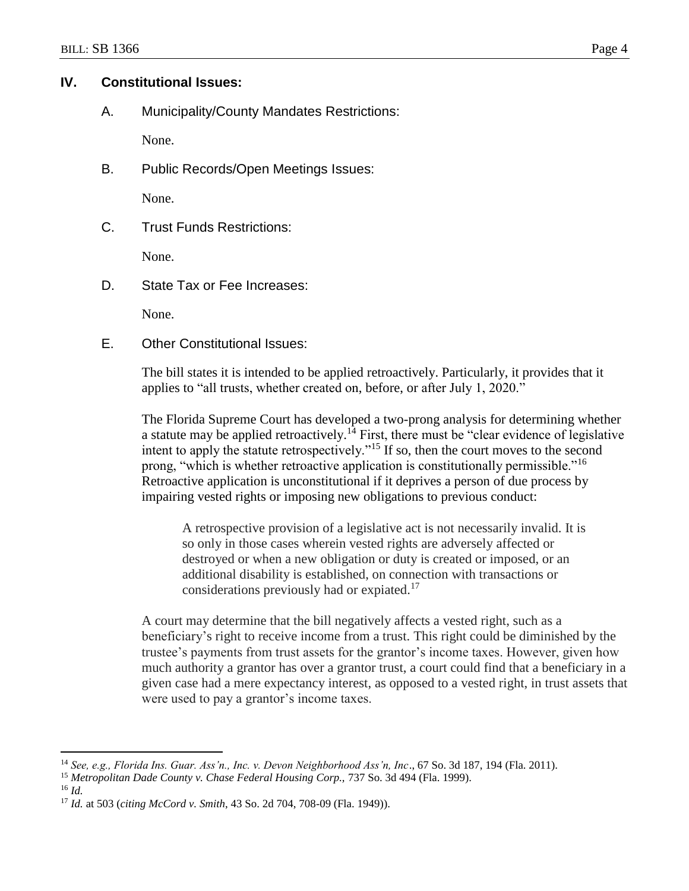## IV. Constitutional Issues:

### A. Municipality/County Mandates Restrictions:

None.

### B. Public Records/Open Meetings Issues:

None.

### C. Trust Funds Restrictions:

None.

### D. State Tax or Fee Increases:

None.

### E. Other Constitutional Issues:

The bill states it is intended to be applied retroactively. Particularly, it provides that it applies to "all trusts, whether created on, before, or after July 1, 2020."

The Florida Supreme Court has developed a two-prong analysis for determining whether a statute may be applied retroactively.[14] First, there must be "clear evidence of legislative intent to apply the statute retrospectively."[15] If so, then the court moves to the second prong, "which is whether retroactive application is constitutionally permissible."[16] Retroactive application is unconstitutional if it deprives a person of due process by impairing vested rights or imposing new obligations to previous conduct:

> A retrospective provision of a legislative act is not necessarily invalid. It is so only in those cases wherein vested rights are adversely affected or destroyed or when a new obligation or duty is created or imposed, or an additional disability is established, on connection with transactions or considerations previously had or expiated.[17]

A court may determine that the bill negatively affects a vested right, such as a beneficiary's right to receive income from a trust. This right could be diminished by the trustee's payments from trust assets for the grantor's income taxes. However, given how much authority a grantor has over a grantor trust, a court could find that a beneficiary in a given case had a mere expectancy interest, as opposed to a vested right, in trust assets that were used to pay a grantor's income taxes.

---

[14] *See, e.g., Florida Ins. Guar. Ass'n., Inc. v. Devon Neighborhood Ass'n, Inc*., 67 So. 3d 187, 194 (Fla. 2011).

[15] *Metropolitan Dade County v. Chase Federal Housing Corp.*, 737 So. 3d 494 (Fla. 1999).

[16] *Id.*

[17] *Id.* at 503 (*citing McCord v. Smith*, 43 So. 2d 704, 708-09 (Fla. 1949)).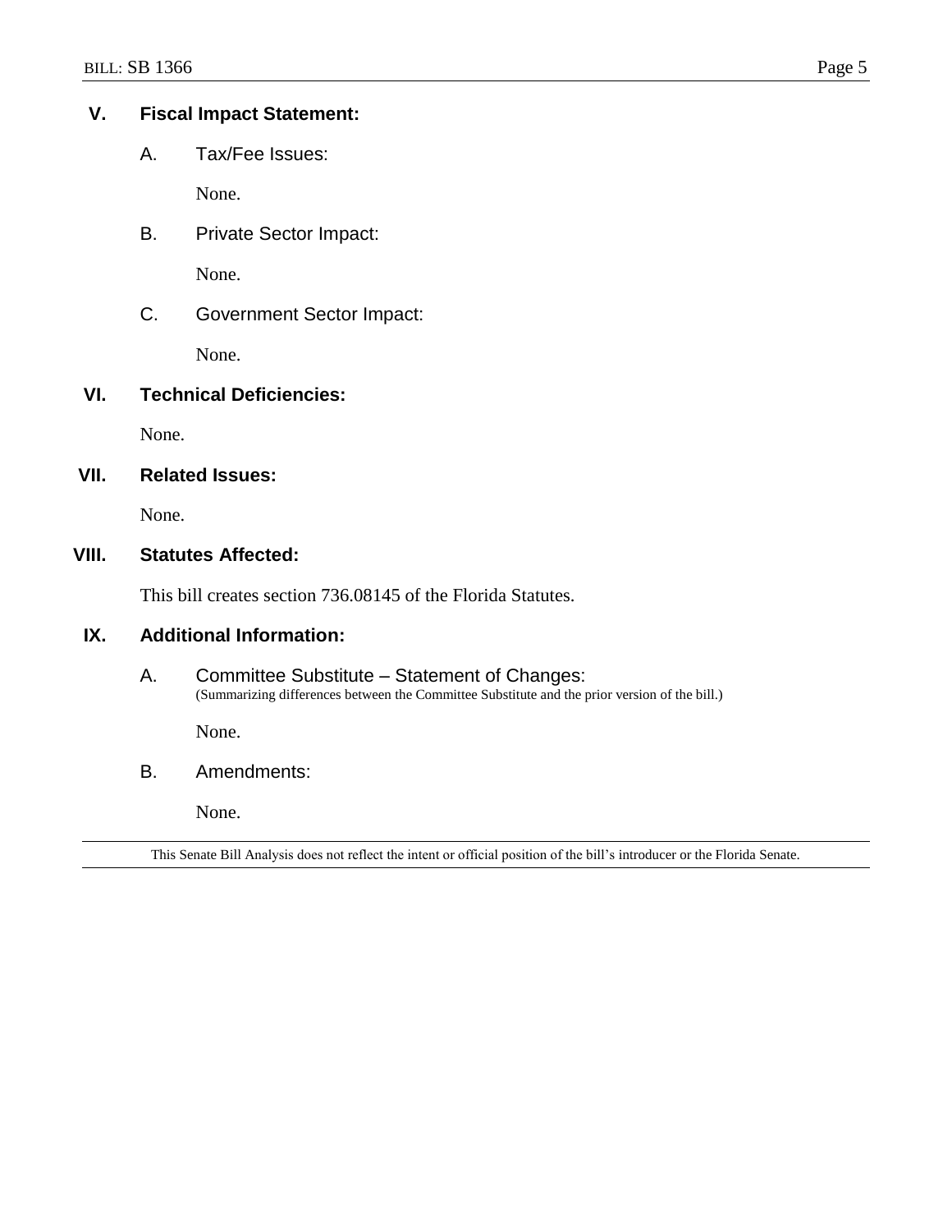## V. Fiscal Impact Statement:

### A. Tax/Fee Issues:

None.

### B. Private Sector Impact:

None.

### C. Government Sector Impact:

None.

## VI. Technical Deficiencies:

None.

## VII. Related Issues:

None.

## VIII. Statutes Affected:

This bill creates section 736.08145 of the Florida Statutes.

## IX. Additional Information:

### A. Committee Substitute – Statement of Changes:

(Summarizing differences between the Committee Substitute and the prior version of the bill.)

None.

### B. Amendments:

None.

This Senate Bill Analysis does not reflect the intent or official position of the bill's introducer or the Florida Senate.